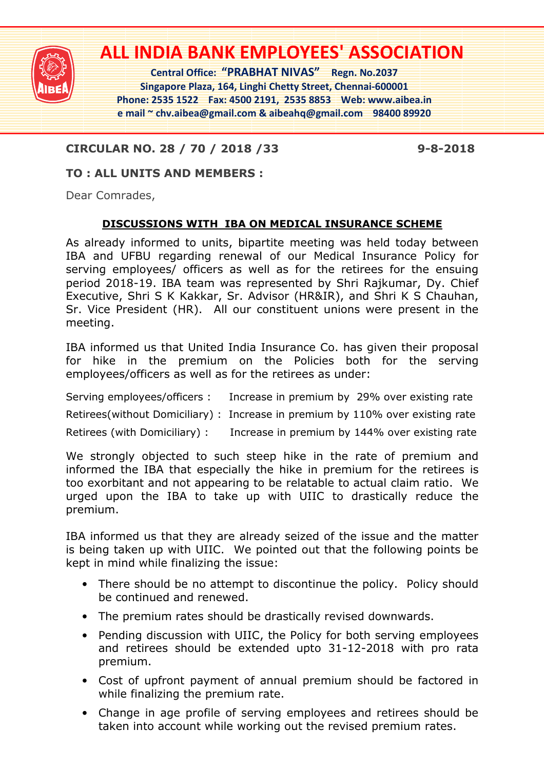# ALL INDIA BANK EMPLOYEES' ASSOCIATION

**Central Office: "PRABHAT NIVAS" Regn. No.2037**
**Singapore Plaza, 164, Linghi Chetty Street, Chennai-600001**
**Phone: 2535 1522 Fax: 4500 2191, 2535 8853 Web: www.aibea.in**
**e mail ~ chv.aibea@gmail.com & aibeahq@gmail.com 98400 89920**

**CIRCULAR NO. 28 / 70 / 2018 /33** **9-8-2018**

**TO : ALL UNITS AND MEMBERS :**

Dear Comrades,

**DISCUSSIONS WITH IBA ON MEDICAL INSURANCE SCHEME**

As already informed to units, bipartite meeting was held today between IBA and UFBU regarding renewal of our Medical Insurance Policy for serving employees/ officers as well as for the retirees for the ensuing period 2018-19. IBA team was represented by Shri Rajkumar, Dy. Chief Executive, Shri S K Kakkar, Sr. Advisor (HR&IR), and Shri K S Chauhan, Sr. Vice President (HR). All our constituent unions were present in the meeting.

IBA informed us that United India Insurance Co. has given their proposal for hike in the premium on the Policies both for the serving employees/officers as well as for the retirees as under:

Serving employees/officers : Increase in premium by 29% over existing rate

Retirees(without Domiciliary) : Increase in premium by 110% over existing rate

Retirees (with Domiciliary) : Increase in premium by 144% over existing rate

We strongly objected to such steep hike in the rate of premium and informed the IBA that especially the hike in premium for the retirees is too exorbitant and not appearing to be relatable to actual claim ratio. We urged upon the IBA to take up with UIIC to drastically reduce the premium.

IBA informed us that they are already seized of the issue and the matter is being taken up with UIIC. We pointed out that the following points be kept in mind while finalizing the issue:

- There should be no attempt to discontinue the policy. Policy should be continued and renewed.
- The premium rates should be drastically revised downwards.
- Pending discussion with UIIC, the Policy for both serving employees and retirees should be extended upto 31-12-2018 with pro rata premium.
- Cost of upfront payment of annual premium should be factored in while finalizing the premium rate.
- Change in age profile of serving employees and retirees should be taken into account while working out the revised premium rates.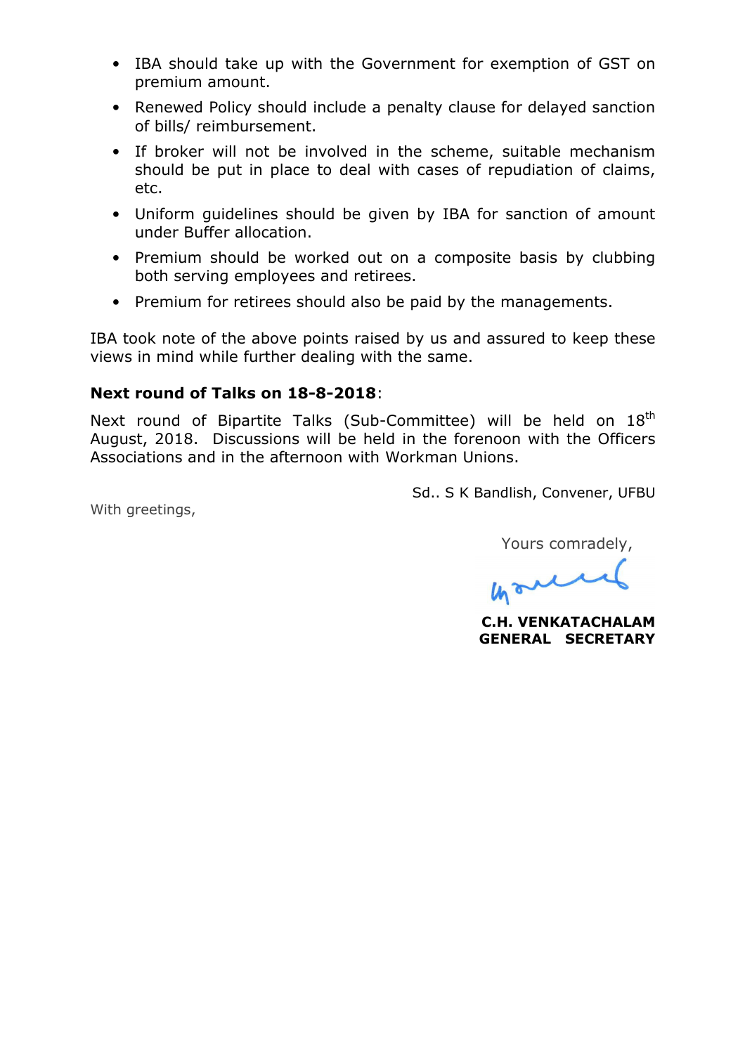- IBA should take up with the Government for exemption of GST on premium amount.
- Renewed Policy should include a penalty clause for delayed sanction of bills/ reimbursement.
- If broker will not be involved in the scheme, suitable mechanism should be put in place to deal with cases of repudiation of claims, etc.
- Uniform guidelines should be given by IBA for sanction of amount under Buffer allocation.
- Premium should be worked out on a composite basis by clubbing both serving employees and retirees.
- Premium for retirees should also be paid by the managements.

IBA took note of the above points raised by us and assured to keep these views in mind while further dealing with the same.

**Next round of Talks on 18-8-2018**:

Next round of Bipartite Talks (Sub-Committee) will be held on 18th August, 2018. Discussions will be held in the forenoon with the Officers Associations and in the afternoon with Workman Unions.

Sd.. S K Bandlish, Convener, UFBU

With greetings,

Yours comradely,

**C.H. VENKATACHALAM**
**GENERAL SECRETARY**